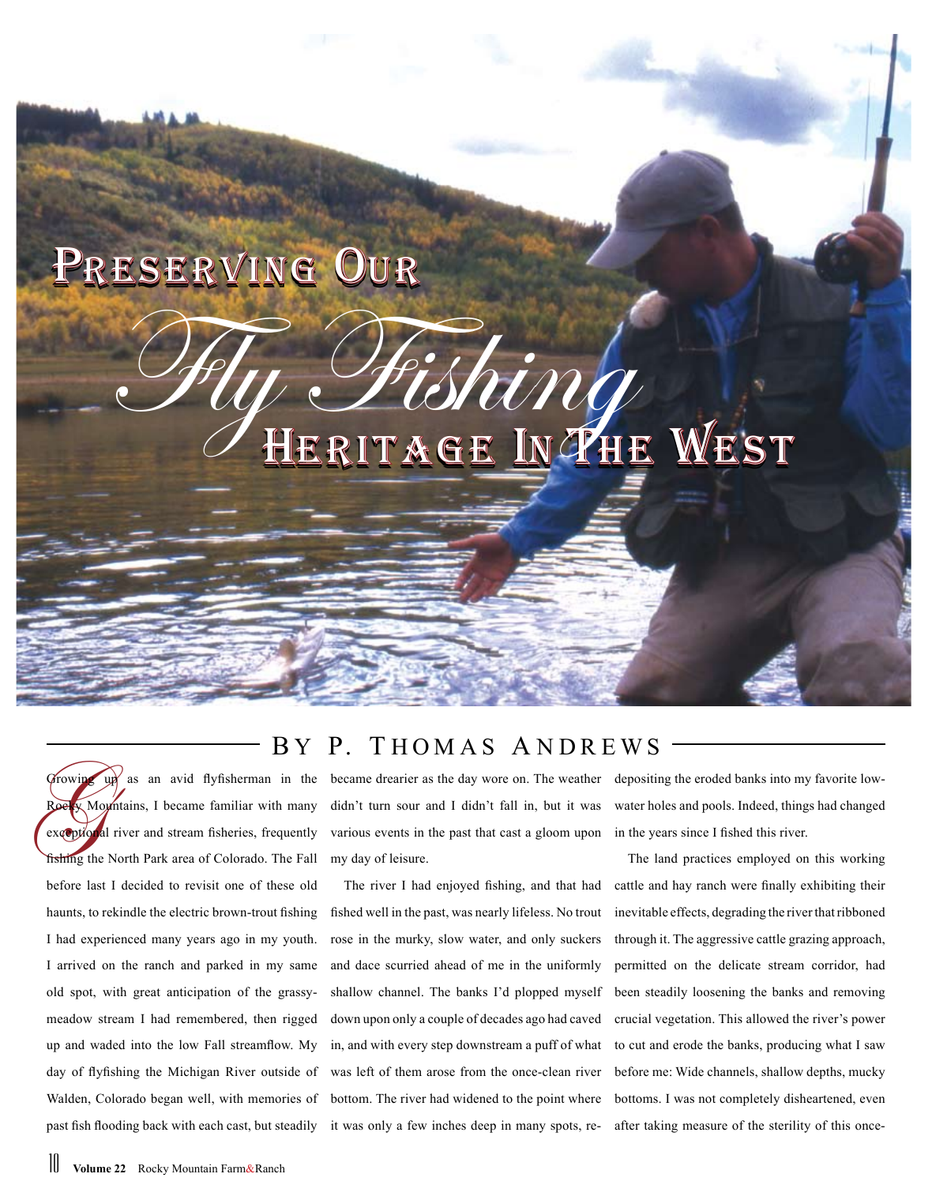# Preserving Our Fly Fishing Heritage In The West

BY P. THOMAS ANDREWS

Growing up as an avid flyfisherman in the Rocky Mountains, I became familiar with many exceptional river and stream fisheries, frequently fishing the North Park area of Colorado. The Fall before last I decided to revisit one of these old haunts, to rekindle the electric brown-trout fishing I had experienced many years ago in my youth. I arrived on the ranch and parked in my same old spot, with great anticipation of the grassy-meadow stream I had remembered, then rigged up and waded into the low Fall streamflow. My day of flyfishing the Michigan River outside of Walden, Colorado began well, with memories of past fish flooding back with each cast, but steadily became drearier as the day wore on. The weather didn't turn sour and I didn't fall in, but it was various events in the past that cast a gloom upon my day of leisure.

The river I had enjoyed fishing, and that had fished well in the past, was nearly lifeless. No trout rose in the murky, slow water, and only suckers and dace scurried ahead of me in the uniformly shallow channel. The banks I'd plopped myself down upon only a couple of decades ago had caved in, and with every step downstream a puff of what was left of them arose from the once-clean river bottom. The river had widened to the point where it was only a few inches deep in many spots, re-depositing the eroded banks into my favorite low-water holes and pools. Indeed, things had changed in the years since I fished this river.

The land practices employed on this working cattle and hay ranch were finally exhibiting their inevitable effects, degrading the river that ribboned through it. The aggressive cattle grazing approach, permitted on the delicate stream corridor, had been steadily loosening the banks and removing crucial vegetation. This allowed the river's power to cut and erode the banks, producing what I saw before me: Wide channels, shallow depths, mucky bottoms. I was not completely disheartened, even after taking measure of the sterility of this once-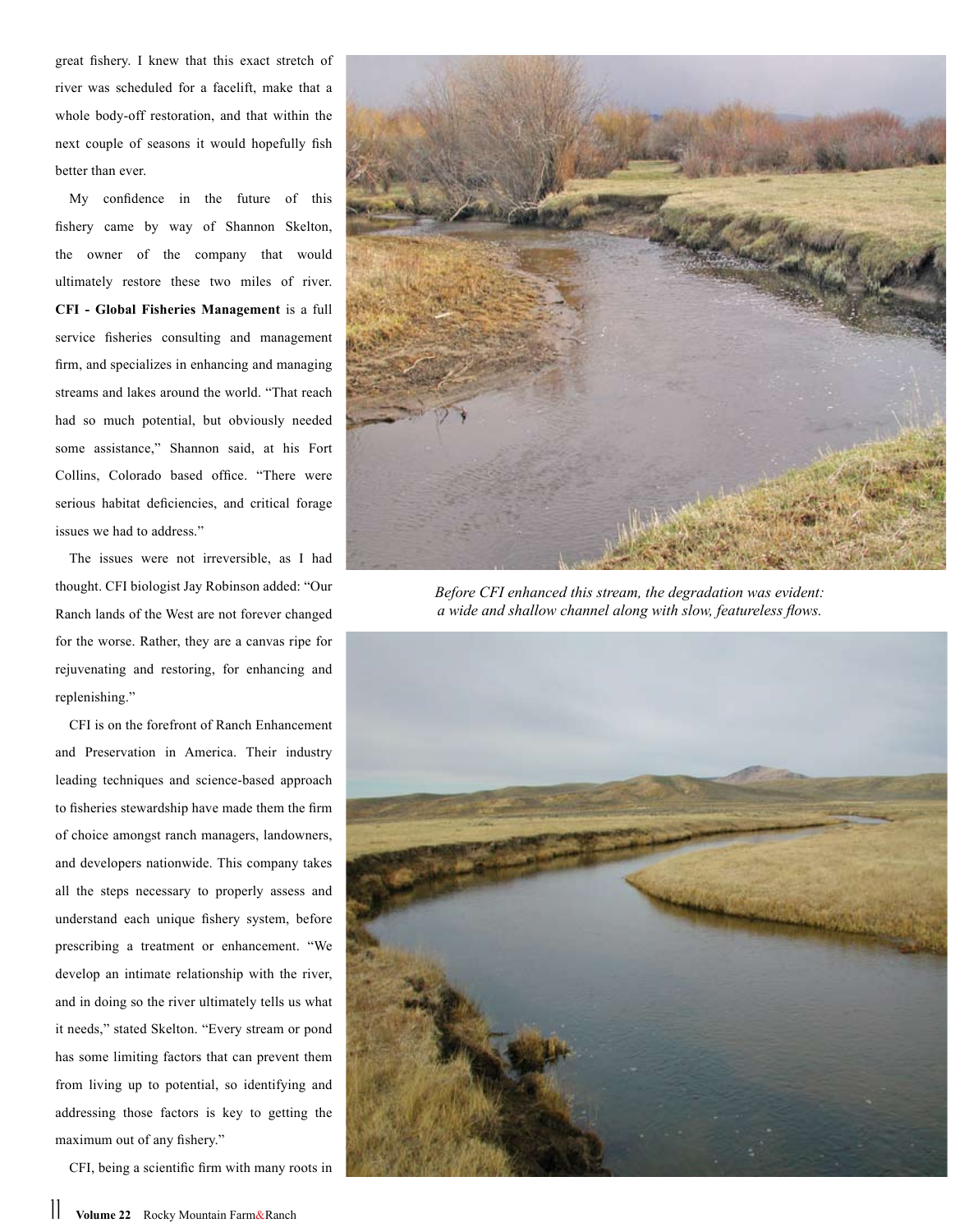great fishery. I knew that this exact stretch of river was scheduled for a facelift, make that a whole body-off restoration, and that within the next couple of seasons it would hopefully fish better than ever.

My confidence in the future of this fishery came by way of Shannon Skelton, the owner of the company that would ultimately restore these two miles of river. **CFI - Global Fisheries Management** is a full service fisheries consulting and management firm, and specializes in enhancing and managing streams and lakes around the world. "That reach had so much potential, but obviously needed some assistance," Shannon said, at his Fort Collins, Colorado based office. "There were serious habitat deficiencies, and critical forage issues we had to address."

The issues were not irreversible, as I had thought. CFI biologist Jay Robinson added: "Our Ranch lands of the West are not forever changed for the worse. Rather, they are a canvas ripe for rejuvenating and restoring, for enhancing and replenishing."

CFI is on the forefront of Ranch Enhancement and Preservation in America. Their industry leading techniques and science-based approach to fisheries stewardship have made them the firm of choice amongst ranch managers, landowners, and developers nationwide. This company takes all the steps necessary to properly assess and understand each unique fishery system, before prescribing a treatment or enhancement. "We develop an intimate relationship with the river, and in doing so the river ultimately tells us what it needs," stated Skelton. "Every stream or pond has some limiting factors that can prevent them from living up to potential, so identifying and addressing those factors is key to getting the maximum out of any fishery."

CFI, being a scientific firm with many roots in

*Before CFI enhanced this stream, the degradation was evident: a wide and shallow channel along with slow, featureless flows.*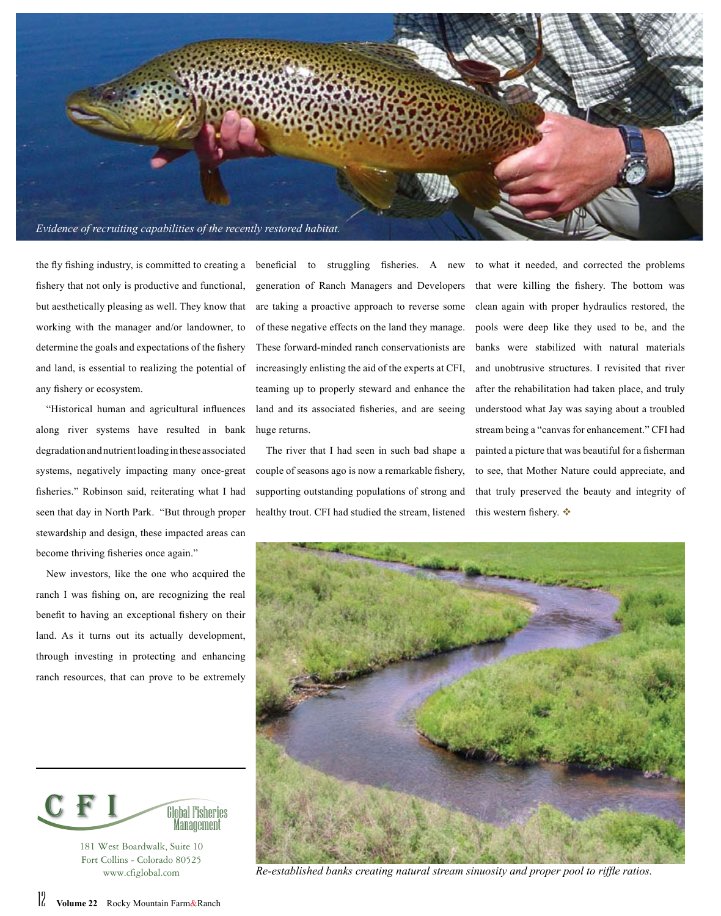*Evidence of recruiting capabilities of the recently restored habitat.*

the fly fishing industry, is committed to creating a fishery that not only is productive and functional, but aesthetically pleasing as well. They know that working with the manager and/or landowner, to determine the goals and expectations of the fishery and land, is essential to realizing the potential of any fishery or ecosystem.

"Historical human and agricultural influences along river systems have resulted in bank degradation and nutrient loading in these associated systems, negatively impacting many once-great fisheries." Robinson said, reiterating what I had seen that day in North Park. "But through proper stewardship and design, these impacted areas can become thriving fisheries once again."

New investors, like the one who acquired the ranch I was fishing on, are recognizing the real benefit to having an exceptional fishery on their land. As it turns out its actually development, through investing in protecting and enhancing ranch resources, that can prove to be extremely beneficial to struggling fisheries. A new generation of Ranch Managers and Developers are taking a proactive approach to reverse some of these negative effects on the land they manage. These forward-minded ranch conservationists are increasingly enlisting the aid of the experts at CFI, teaming up to properly steward and enhance the land and its associated fisheries, and are seeing huge returns.

The river that I had seen in such bad shape a couple of seasons ago is now a remarkable fishery, supporting outstanding populations of strong and healthy trout. CFI had studied the stream, listened to what it needed, and corrected the problems that were killing the fishery. The bottom was clean again with proper hydraulics restored, the pools were deep like they used to be, and the banks were stabilized with natural materials and unobtrusive structures. I revisited that river after the rehabilitation had taken place, and truly understood what Jay was saying about a troubled stream being a "canvas for enhancement." CFI had painted a picture that was beautiful for a fisherman to see, that Mother Nature could appreciate, and that truly preserved the beauty and integrity of this western fishery. ❖

*Re-established banks creating natural stream sinuosity and proper pool to riffle ratios.*

**CFI** Global Fisheries Management

181 West Boardwalk, Suite 10
Fort Collins - Colorado 80525
www.cfiglobal.com